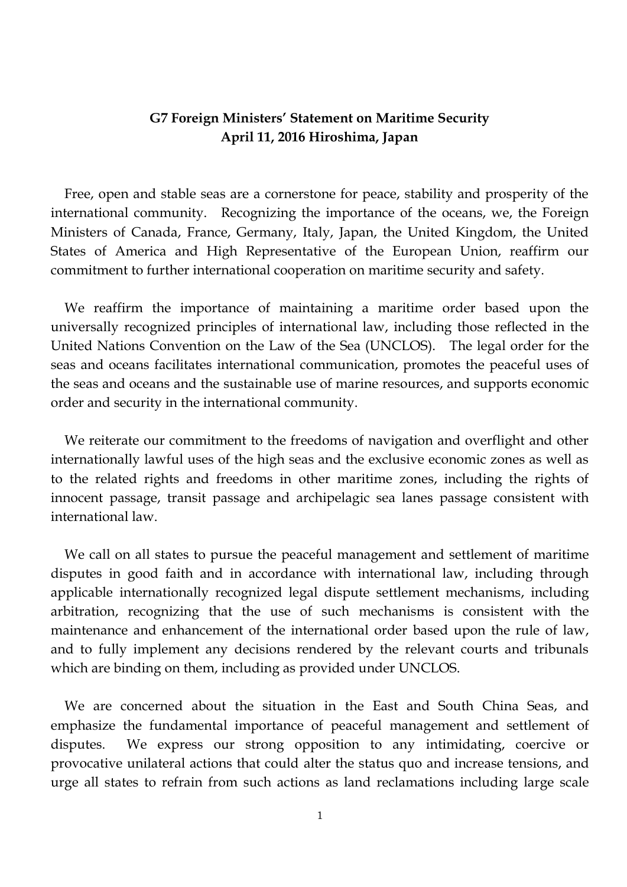**G7 Foreign Ministers' Statement on Maritime Security**
**April 11, 2016 Hiroshima, Japan**

Free, open and stable seas are a cornerstone for peace, stability and prosperity of the international community. Recognizing the importance of the oceans, we, the Foreign Ministers of Canada, France, Germany, Italy, Japan, the United Kingdom, the United States of America and High Representative of the European Union, reaffirm our commitment to further international cooperation on maritime security and safety.

We reaffirm the importance of maintaining a maritime order based upon the universally recognized principles of international law, including those reflected in the United Nations Convention on the Law of the Sea (UNCLOS). The legal order for the seas and oceans facilitates international communication, promotes the peaceful uses of the seas and oceans and the sustainable use of marine resources, and supports economic order and security in the international community.

We reiterate our commitment to the freedoms of navigation and overflight and other internationally lawful uses of the high seas and the exclusive economic zones as well as to the related rights and freedoms in other maritime zones, including the rights of innocent passage, transit passage and archipelagic sea lanes passage consistent with international law.

We call on all states to pursue the peaceful management and settlement of maritime disputes in good faith and in accordance with international law, including through applicable internationally recognized legal dispute settlement mechanisms, including arbitration, recognizing that the use of such mechanisms is consistent with the maintenance and enhancement of the international order based upon the rule of law, and to fully implement any decisions rendered by the relevant courts and tribunals which are binding on them, including as provided under UNCLOS.

We are concerned about the situation in the East and South China Seas, and emphasize the fundamental importance of peaceful management and settlement of disputes. We express our strong opposition to any intimidating, coercive or provocative unilateral actions that could alter the status quo and increase tensions, and urge all states to refrain from such actions as land reclamations including large scale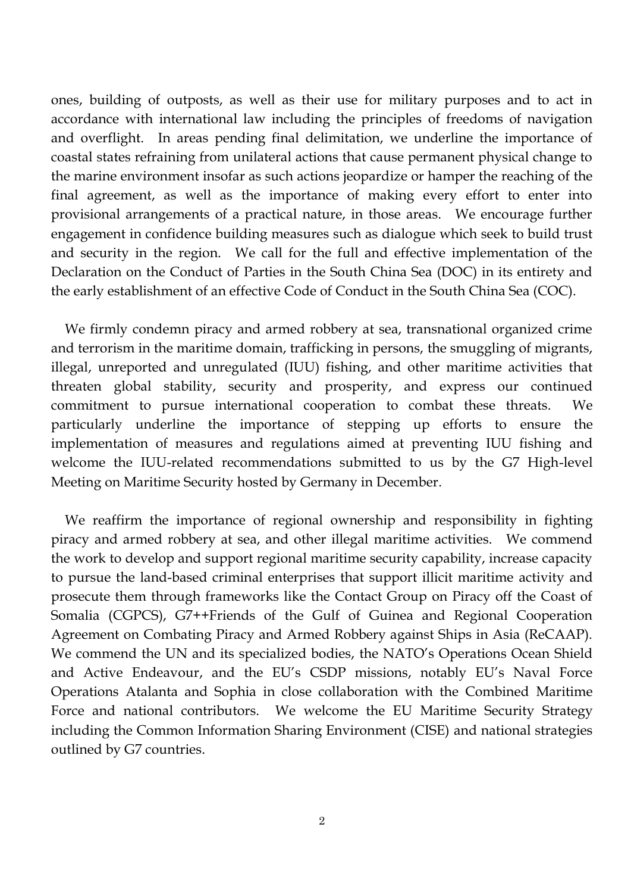ones, building of outposts, as well as their use for military purposes and to act in accordance with international law including the principles of freedoms of navigation and overflight. In areas pending final delimitation, we underline the importance of coastal states refraining from unilateral actions that cause permanent physical change to the marine environment insofar as such actions jeopardize or hamper the reaching of the final agreement, as well as the importance of making every effort to enter into provisional arrangements of a practical nature, in those areas. We encourage further engagement in confidence building measures such as dialogue which seek to build trust and security in the region. We call for the full and effective implementation of the Declaration on the Conduct of Parties in the South China Sea (DOC) in its entirety and the early establishment of an effective Code of Conduct in the South China Sea (COC).

We firmly condemn piracy and armed robbery at sea, transnational organized crime and terrorism in the maritime domain, trafficking in persons, the smuggling of migrants, illegal, unreported and unregulated (IUU) fishing, and other maritime activities that threaten global stability, security and prosperity, and express our continued commitment to pursue international cooperation to combat these threats. We particularly underline the importance of stepping up efforts to ensure the implementation of measures and regulations aimed at preventing IUU fishing and welcome the IUU-related recommendations submitted to us by the G7 High-level Meeting on Maritime Security hosted by Germany in December.

We reaffirm the importance of regional ownership and responsibility in fighting piracy and armed robbery at sea, and other illegal maritime activities. We commend the work to develop and support regional maritime security capability, increase capacity to pursue the land-based criminal enterprises that support illicit maritime activity and prosecute them through frameworks like the Contact Group on Piracy off the Coast of Somalia (CGPCS), G7++Friends of the Gulf of Guinea and Regional Cooperation Agreement on Combating Piracy and Armed Robbery against Ships in Asia (ReCAAP). We commend the UN and its specialized bodies, the NATO's Operations Ocean Shield and Active Endeavour, and the EU's CSDP missions, notably EU's Naval Force Operations Atalanta and Sophia in close collaboration with the Combined Maritime Force and national contributors. We welcome the EU Maritime Security Strategy including the Common Information Sharing Environment (CISE) and national strategies outlined by G7 countries.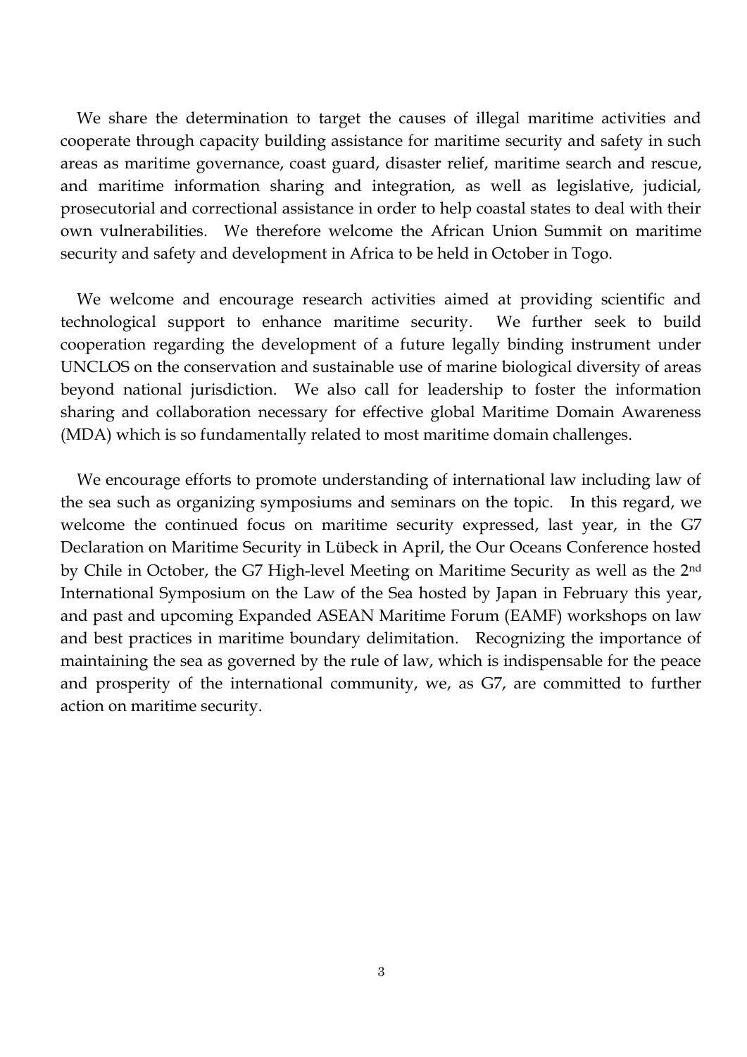We share the determination to target the causes of illegal maritime activities and cooperate through capacity building assistance for maritime security and safety in such areas as maritime governance, coast guard, disaster relief, maritime search and rescue, and maritime information sharing and integration, as well as legislative, judicial, prosecutorial and correctional assistance in order to help coastal states to deal with their own vulnerabilities. We therefore welcome the African Union Summit on maritime security and safety and development in Africa to be held in October in Togo.

We welcome and encourage research activities aimed at providing scientific and technological support to enhance maritime security. We further seek to build cooperation regarding the development of a future legally binding instrument under UNCLOS on the conservation and sustainable use of marine biological diversity of areas beyond national jurisdiction. We also call for leadership to foster the information sharing and collaboration necessary for effective global Maritime Domain Awareness (MDA) which is so fundamentally related to most maritime domain challenges.

We encourage efforts to promote understanding of international law including law of the sea such as organizing symposiums and seminars on the topic. In this regard, we welcome the continued focus on maritime security expressed, last year, in the G7 Declaration on Maritime Security in Lübeck in April, the Our Oceans Conference hosted by Chile in October, the G7 High-level Meeting on Maritime Security as well as the 2nd International Symposium on the Law of the Sea hosted by Japan in February this year, and past and upcoming Expanded ASEAN Maritime Forum (EAMF) workshops on law and best practices in maritime boundary delimitation. Recognizing the importance of maintaining the sea as governed by the rule of law, which is indispensable for the peace and prosperity of the international community, we, as G7, are committed to further action on maritime security.